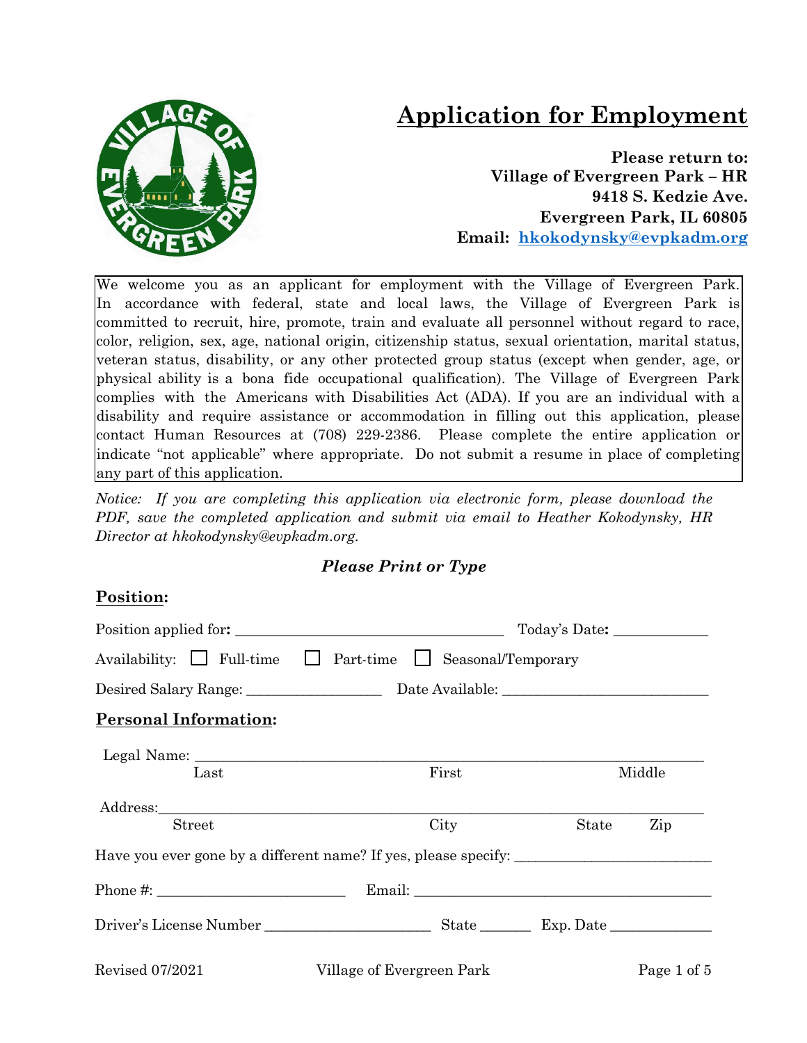# Application for Employment

**Please return to:**
**Village of Evergreen Park – HR**
**9418 S. Kedzie Ave.**
**Evergreen Park, IL 60805**
**Email: hkokodynsky@evpkadm.org**

We welcome you as an applicant for employment with the Village of Evergreen Park. In accordance with federal, state and local laws, the Village of Evergreen Park is committed to recruit, hire, promote, train and evaluate all personnel without regard to race, color, religion, sex, age, national origin, citizenship status, sexual orientation, marital status, veteran status, disability, or any other protected group status (except when gender, age, or physical ability is a bona fide occupational qualification). The Village of Evergreen Park complies with the Americans with Disabilities Act (ADA). If you are an individual with a disability and require assistance or accommodation in filling out this application, please contact Human Resources at (708) 229-2386. Please complete the entire application or indicate "not applicable" where appropriate. Do not submit a resume in place of completing any part of this application.

*Notice: If you are completing this application via electronic form, please download the PDF, save the completed application and submit via email to Heather Kokodynsky, HR Director at hkokodynsky@evpkadm.org.*

***Please Print or Type***

## Position:

Position applied for: ____________________________________ Today's Date: ____________

Availability: ☐ Full-time ☐ Part-time ☐ Seasonal/Temporary

Desired Salary Range: __________________ Date Available: ___________________________

## Personal Information:

Legal Name: ______________________________________________________________________
Last First Middle

Address: _________________________________________________________________________
Street City State Zip

Have you ever gone by a different name? If yes, please specify: __________________________

Phone #: _________________________ Email: ________________________________________

Driver's License Number ______________________ State _______ Exp. Date _____________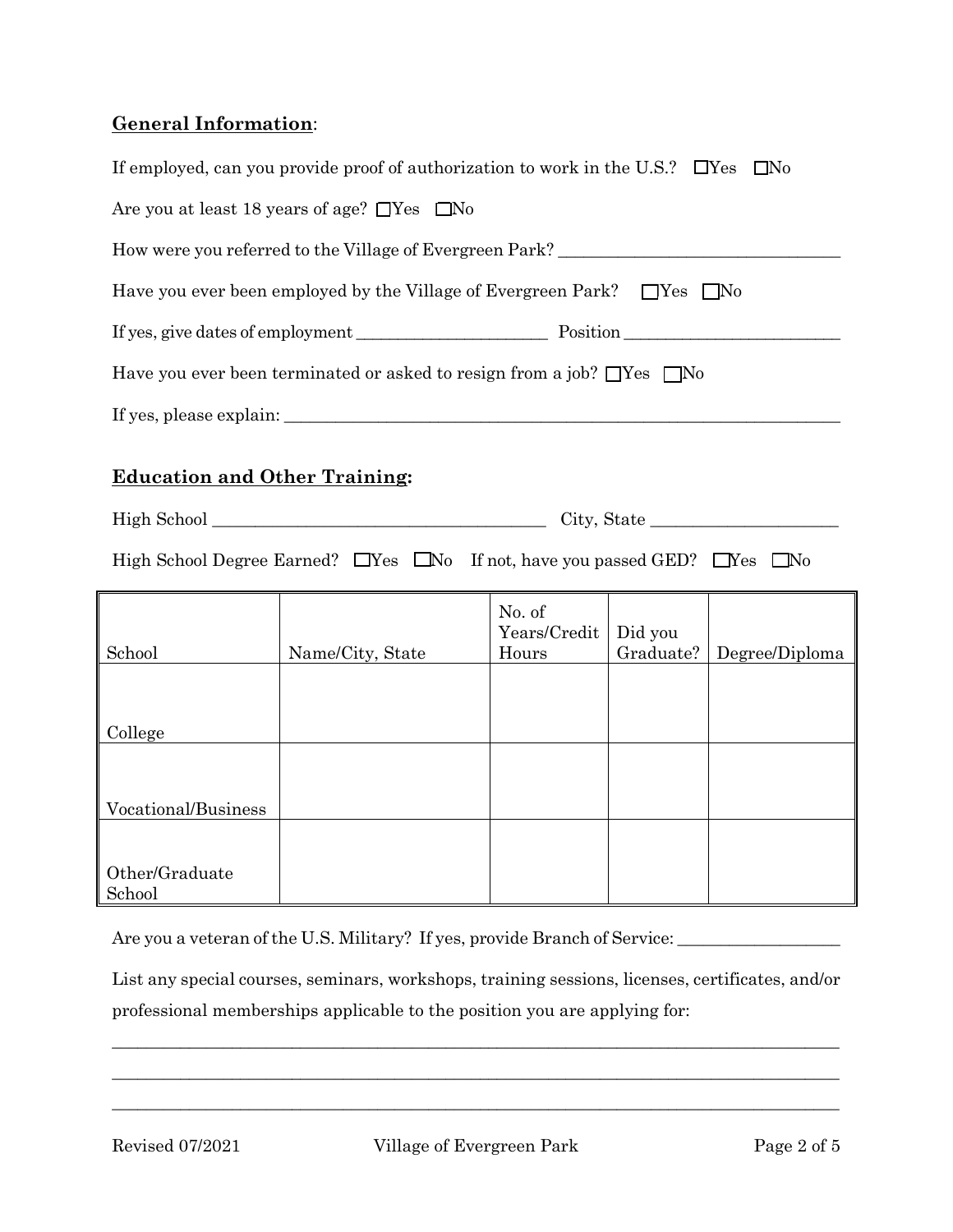## General Information:

If employed, can you provide proof of authorization to work in the U.S.? ☐Yes ☐No

Are you at least 18 years of age? ☐Yes ☐No

How were you referred to the Village of Evergreen Park? ________________________________

Have you ever been employed by the Village of Evergreen Park? ☐Yes ☐No

If yes, give dates of employment ______________________ Position _________________________

Have you ever been terminated or asked to resign from a job? ☐Yes ☐No

If yes, please explain: _________________________________________________________________

## Education and Other Training:

High School _______________________________________ City, State _____________________

High School Degree Earned? ☐Yes ☐No If not, have you passed GED? ☐Yes ☐No

| School | Name/City, State | No. of Years/Credit Hours | Did you Graduate? | Degree/Diploma |
|---|---|---|---|---|
| College | | | | |
| Vocational/Business | | | | |
| Other/Graduate School | | | | |

Are you a veteran of the U.S. Military? If yes, provide Branch of Service: ___________________

List any special courses, seminars, workshops, training sessions, licenses, certificates, and/or professional memberships applicable to the position you are applying for:

_____________________________________________________________________________________

_____________________________________________________________________________________

_____________________________________________________________________________________

Revised 07/2021 Village of Evergreen Park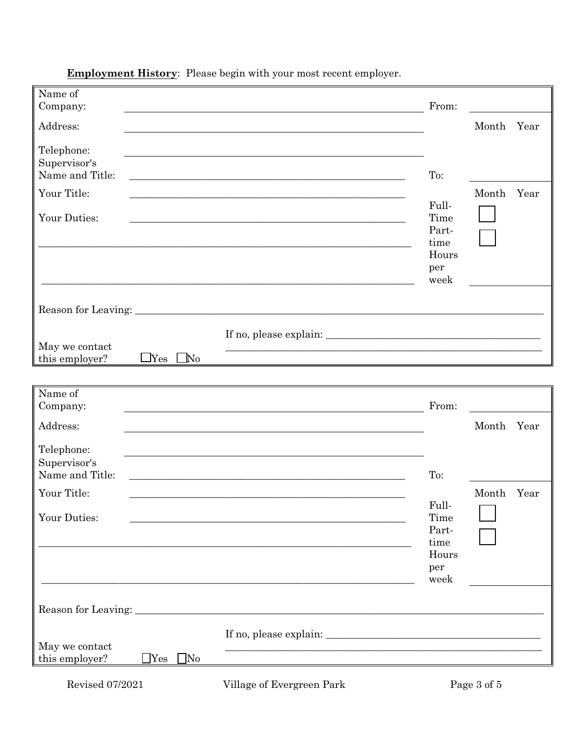**Employment History**: Please begin with your most recent employer.

| | | | |
|---|---|---|---|
| Name of Company: | ___________________________ | From: | ______ Month Year |
| Address: | ___________________________ | | |
| Telephone: | ___________________________ | | |
| Supervisor's Name and Title: | ___________________________ | To: | ______ Month Year |
| Your Title: | ___________________________ | Full-Time | ☐ |
| Your Duties: | ___________________________ | Part-time | ☐ |
| ___________________________ | | Hours per week | ______ |
| Reason for Leaving: ___________________________ | | | |
| May we contact this employer? ☐Yes ☐No | If no, please explain: ___________________________ | | |

| | | | |
|---|---|---|---|
| Name of Company: | ___________________________ | From: | ______ Month Year |
| Address: | ___________________________ | | |
| Telephone: | ___________________________ | | |
| Supervisor's Name and Title: | ___________________________ | To: | ______ Month Year |
| Your Title: | ___________________________ | Full-Time | ☐ |
| Your Duties: | ___________________________ | Part-time | ☐ |
| ___________________________ | | Hours per week | ______ |
| Reason for Leaving: ___________________________ | | | |
| May we contact this employer? ☐Yes ☐No | If no, please explain: ___________________________ | | |

Revised 07/2021 Village of Evergreen Park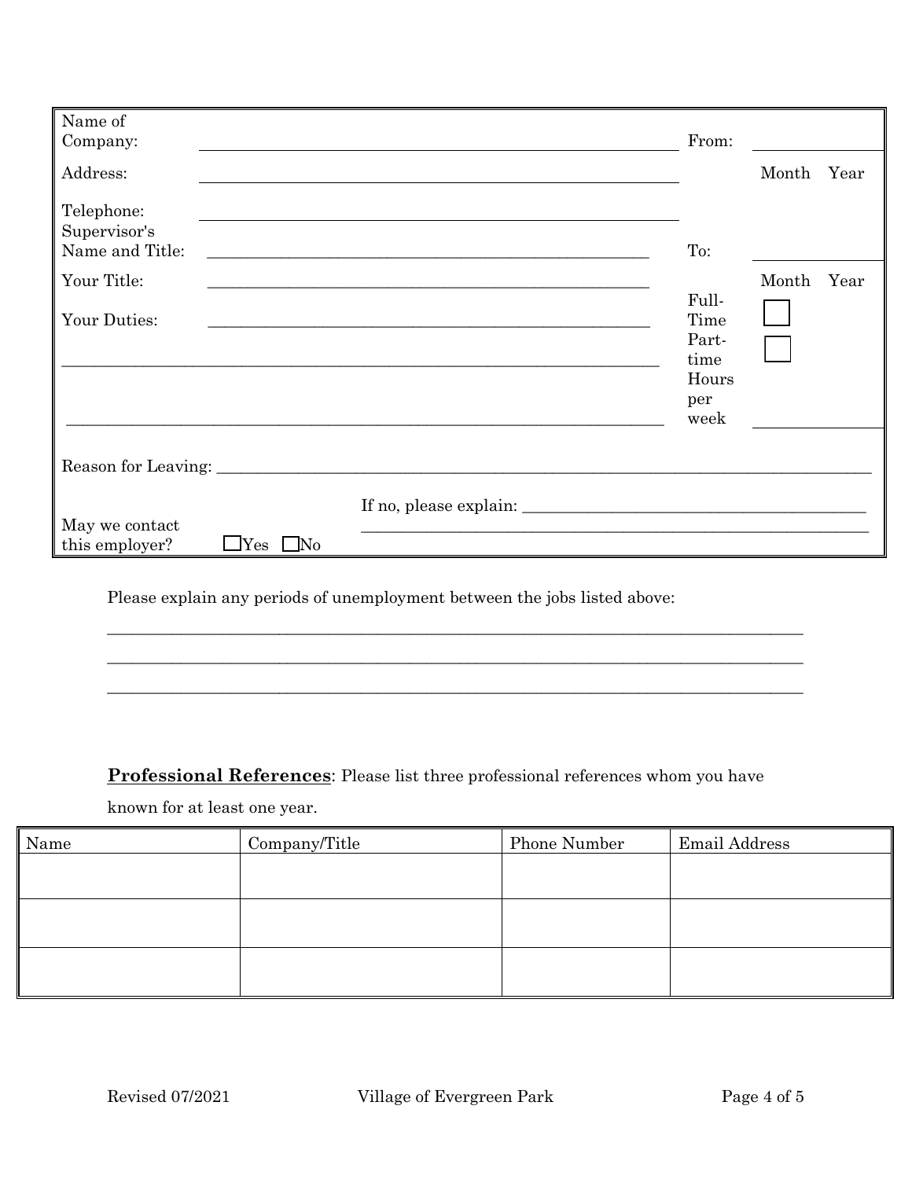| | | | |
|---|---|---|---|
| Name of Company: | ______________________________ | From: | ______ |
| Address: | ______________________________ | | Month Year |
| Telephone: | ______________________________ | | |
| Supervisor's Name and Title: | ______________________________ | To: | ______ |
| Your Title: | ______________________________ | | Month Year |
| Your Duties: | ______________________________ | Full-Time | ☐ |
| ______________________________ | | Part-time | ☐ |
| ______________________________ | | Hours per week | ______ |
| Reason for Leaving: ______________________________ | | | |
| May we contact this employer? | ☐Yes ☐No | If no, please explain: ______________________________ | |

Please explain any periods of unemployment between the jobs listed above:

______________________________________________________________________________

______________________________________________________________________________

______________________________________________________________________________

**Professional References**: Please list three professional references whom you have known for at least one year.

| Name | Company/Title | Phone Number | Email Address |
|---|---|---|---|
| | | | |
| | | | |
| | | | |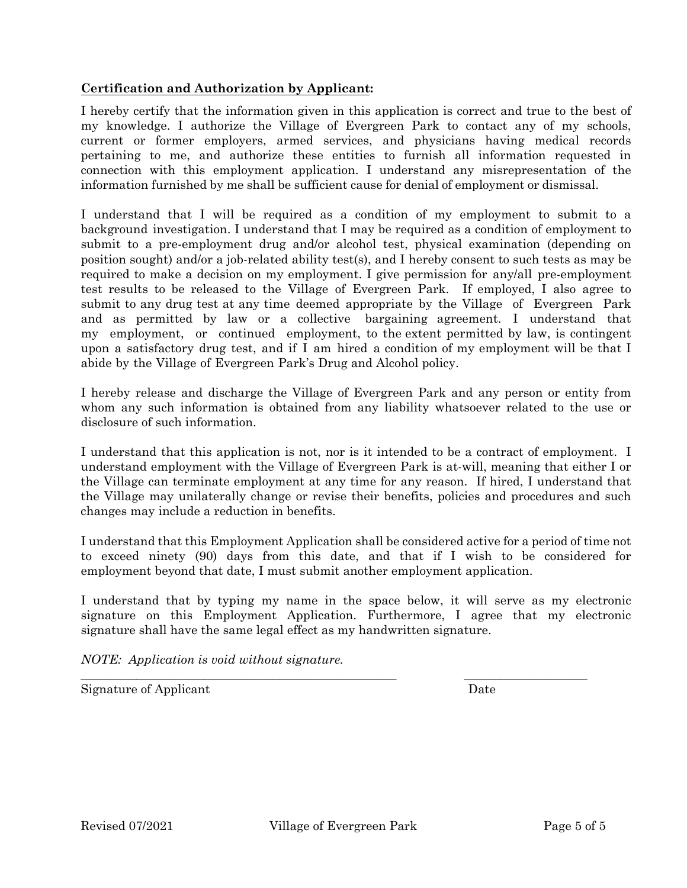**Certification and Authorization by Applicant:**

I hereby certify that the information given in this application is correct and true to the best of my knowledge. I authorize the Village of Evergreen Park to contact any of my schools, current or former employers, armed services, and physicians having medical records pertaining to me, and authorize these entities to furnish all information requested in connection with this employment application. I understand any misrepresentation of the information furnished by me shall be sufficient cause for denial of employment or dismissal.

I understand that I will be required as a condition of my employment to submit to a background investigation. I understand that I may be required as a condition of employment to submit to a pre-employment drug and/or alcohol test, physical examination (depending on position sought) and/or a job-related ability test(s), and I hereby consent to such tests as may be required to make a decision on my employment. I give permission for any/all pre-employment test results to be released to the Village of Evergreen Park. If employed, I also agree to submit to any drug test at any time deemed appropriate by the Village of Evergreen Park and as permitted by law or a collective bargaining agreement. I understand that my employment, or continued employment, to the extent permitted by law, is contingent upon a satisfactory drug test, and if I am hired a condition of my employment will be that I abide by the Village of Evergreen Park's Drug and Alcohol policy.

I hereby release and discharge the Village of Evergreen Park and any person or entity from whom any such information is obtained from any liability whatsoever related to the use or disclosure of such information.

I understand that this application is not, nor is it intended to be a contract of employment. I understand employment with the Village of Evergreen Park is at-will, meaning that either I or the Village can terminate employment at any time for any reason. If hired, I understand that the Village may unilaterally change or revise their benefits, policies and procedures and such changes may include a reduction in benefits.

I understand that this Employment Application shall be considered active for a period of time not to exceed ninety (90) days from this date, and that if I wish to be considered for employment beyond that date, I must submit another employment application.

I understand that by typing my name in the space below, it will serve as my electronic signature on this Employment Application. Furthermore, I agree that my electronic signature shall have the same legal effect as my handwritten signature.

*NOTE: Application is void without signature.*

\_\_\_\_\_\_\_\_\_\_\_\_\_\_\_\_\_\_\_\_\_\_\_\_\_\_\_\_\_\_\_\_\_\_\_\_\_\_\_\_\_\_\_\_\_\_\_\_\_\_\_\_ \_\_\_\_\_\_\_\_\_\_\_\_\_\_\_\_\_\_\_\_

Signature of Applicant Date

Revised 07/2021